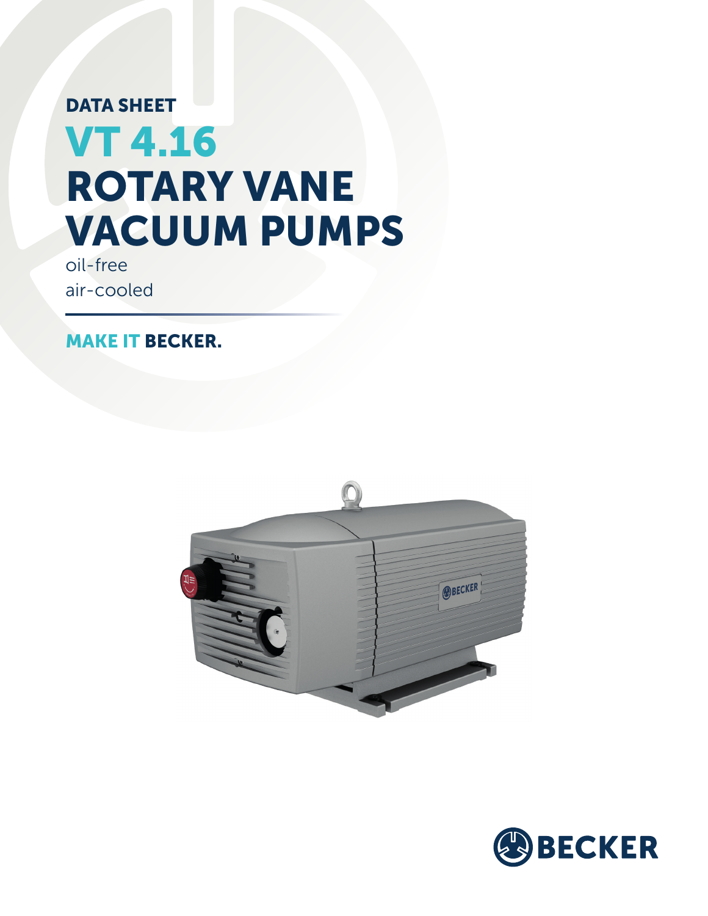DATA SHEET

# VT 4.16
# ROTARY VANE VACUUM PUMPS

oil-free
air-cooled

**MAKE IT BECKER.**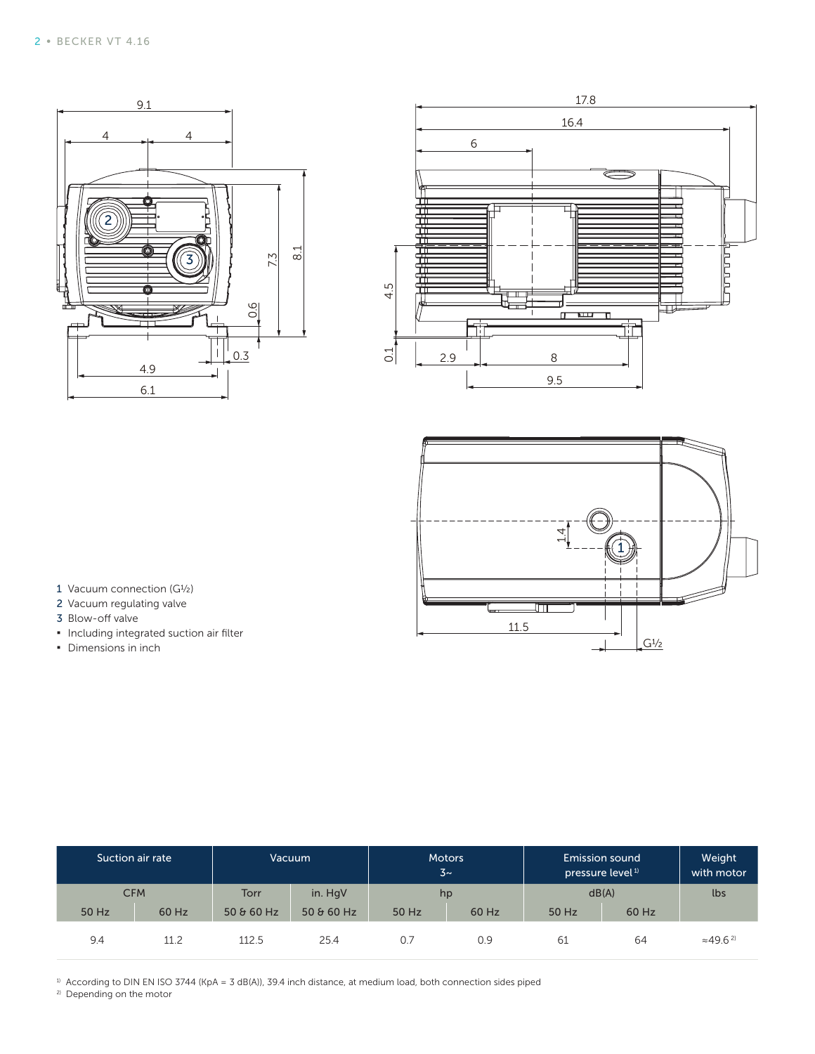1 Vacuum connection (G½)
2 Vacuum regulating valve
3 Blow-off valve

- Including integrated suction air filter
- Dimensions in inch

| Suction air rate | | Vacuum | | Motors 3~ | | Emission sound pressure level[1] | | Weight with motor |
|---|---|---|---|---|---|---|---|---|
| CFM | | Torr | in. HgV | hp | | dB(A) | | lbs |
| 50 Hz | 60 Hz | 50 & 60 Hz | 50 & 60 Hz | 50 Hz | 60 Hz | 50 Hz | 60 Hz | |
| 9.4 | 11.2 | 112.5 | 25.4 | 0.7 | 0.9 | 61 | 64 | ≈49.6[2] |

[1] According to DIN EN ISO 3744 (KpA = 3 dB(A)), 39.4 inch distance, at medium load, both connection sides piped

[2] Depending on the motor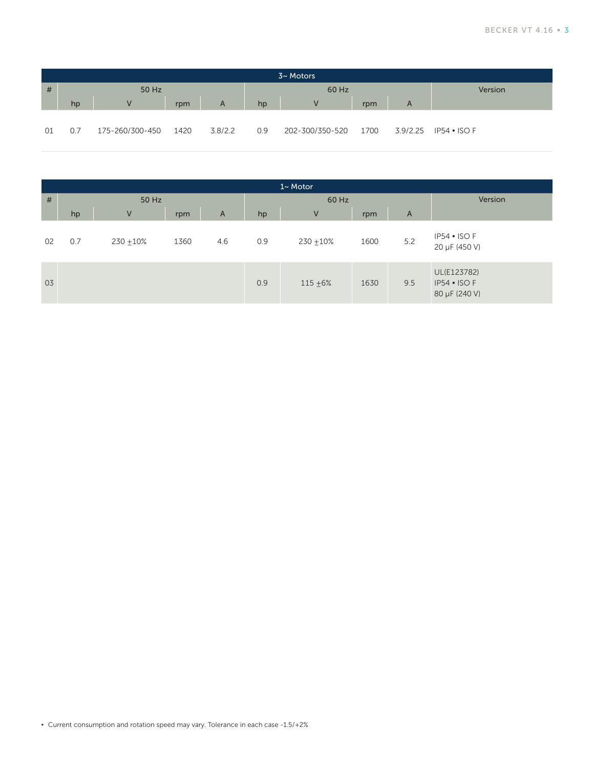| 3~ Motors | | | | | | | | | |
|---|---|---|---|---|---|---|---|---|---|
| # | 50 Hz | | | | 60 Hz | | | | Version |
| | hp | V | rpm | A | hp | V | rpm | A | |
| 01 | 0.7 | 175-260/300-450 | 1420 | 3.8/2.2 | 0.9 | 202-300/350-520 | 1700 | 3.9/2.25 | IP54 • ISO F |

| 1~ Motor | | | | | | | | | |
|---|---|---|---|---|---|---|---|---|---|
| # | 50 Hz | | | | 60 Hz | | | | Version |
| | hp | V | rpm | A | hp | V | rpm | A | |
| 02 | 0.7 | 230 ±10% | 1360 | 4.6 | 0.9 | 230 ±10% | 1600 | 5.2 | IP54 • ISO F<br>20 µF (450 V) |
| 03 | | | | | 0.9 | 115 ±6% | 1630 | 9.5 | UL(E123782)<br>IP54 • ISO F<br>80 µF (240 V) |

- Current consumption and rotation speed may vary. Tolerance in each case -1.5/+2%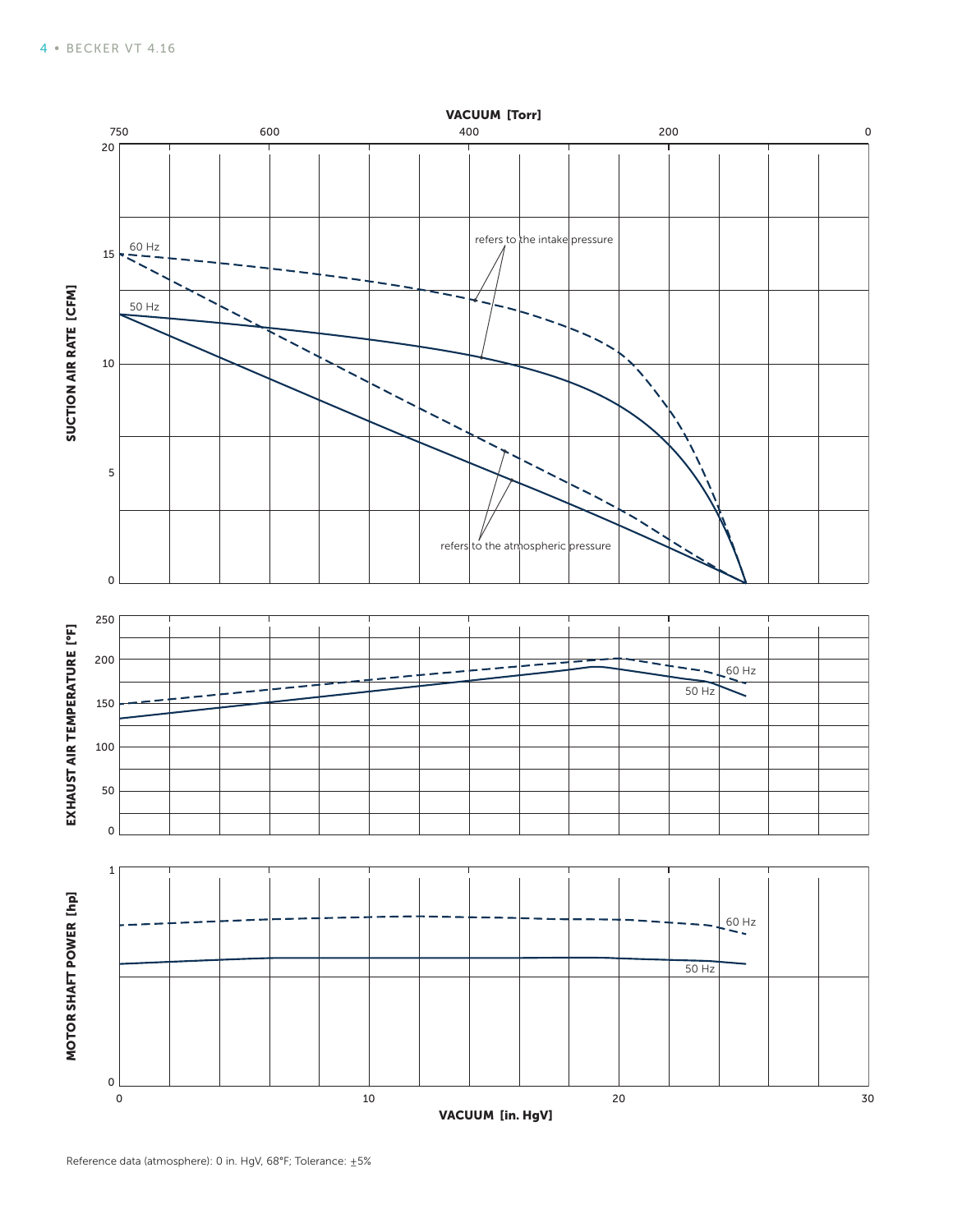VACUUM [Torr]

SUCTION AIR RATE [CFM]

60 Hz

50 Hz

refers to the intake pressure

refers to the atmospheric pressure

EXHAUST AIR TEMPERATURE [°F]

60 Hz

50 Hz

MOTOR SHAFT POWER [hp]

60 Hz

50 Hz

VACUUM [in. HgV]

Reference data (atmosphere): 0 in. HgV, 68°F; Tolerance: ±5%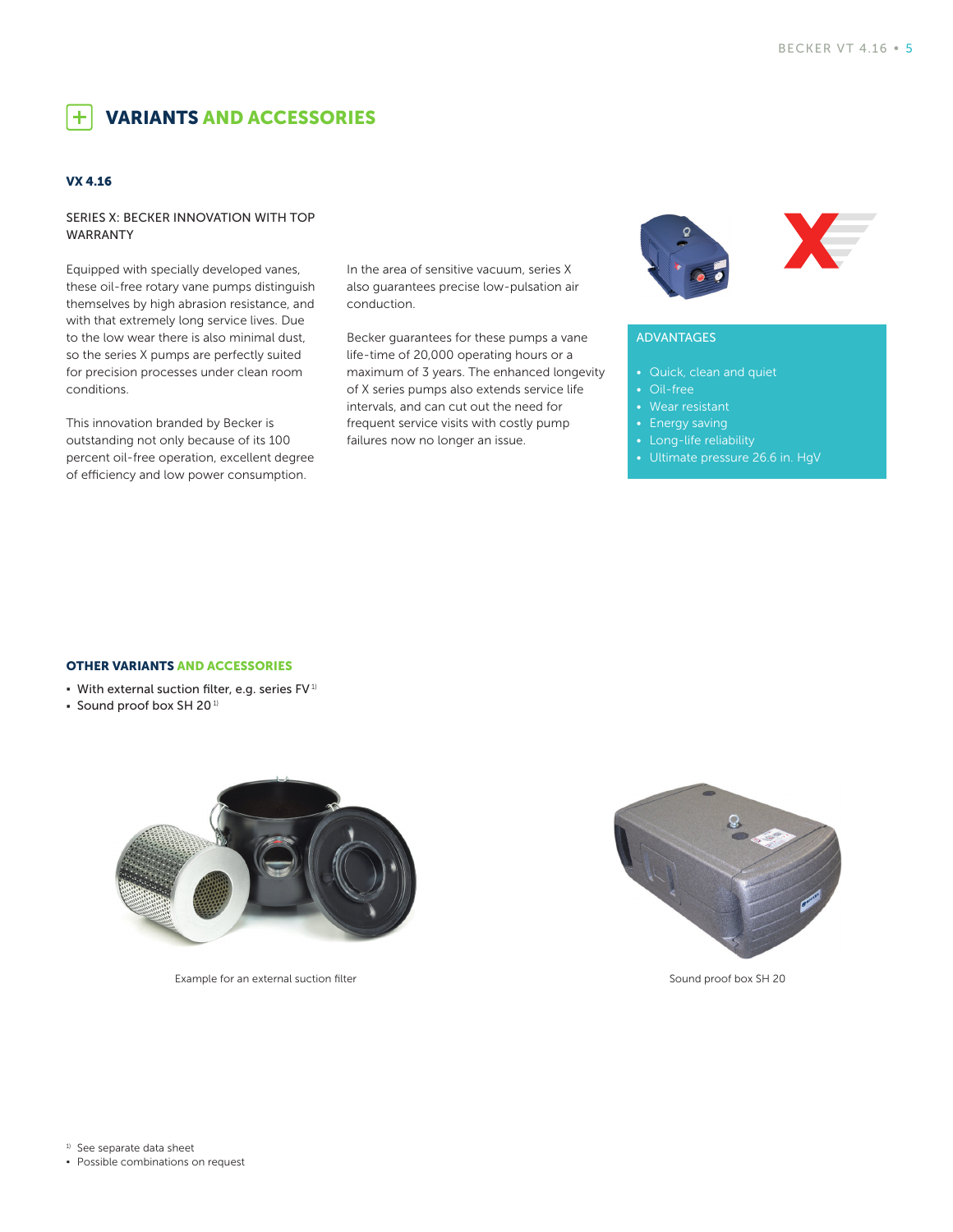## VARIANTS AND ACCESSORIES

### VX 4.16

SERIES X: BECKER INNOVATION WITH TOP WARRANTY

Equipped with specially developed vanes, these oil-free rotary vane pumps distinguish themselves by high abrasion resistance, and with that extremely long service lives. Due to the low wear there is also minimal dust, so the series X pumps are perfectly suited for precision processes under clean room conditions.

This innovation branded by Becker is outstanding not only because of its 100 percent oil-free operation, excellent degree of efficiency and low power consumption.

In the area of sensitive vacuum, series X also guarantees precise low-pulsation air conduction.

Becker guarantees for these pumps a vane life-time of 20,000 operating hours or a maximum of 3 years. The enhanced longevity of X series pumps also extends service life intervals, and can cut out the need for frequent service visits with costly pump failures now no longer an issue.

**ADVANTAGES**

- Quick, clean and quiet
- Oil-free
- Wear resistant
- Energy saving
- Long-life reliability
- Ultimate pressure 26.6 in. HgV

### OTHER VARIANTS AND ACCESSORIES

- With external suction filter, e.g. series FV [1)]
- Sound proof box SH 20 [1)]

Example for an external suction filter

Sound proof box SH 20

[1)] See separate data sheet
- Possible combinations on request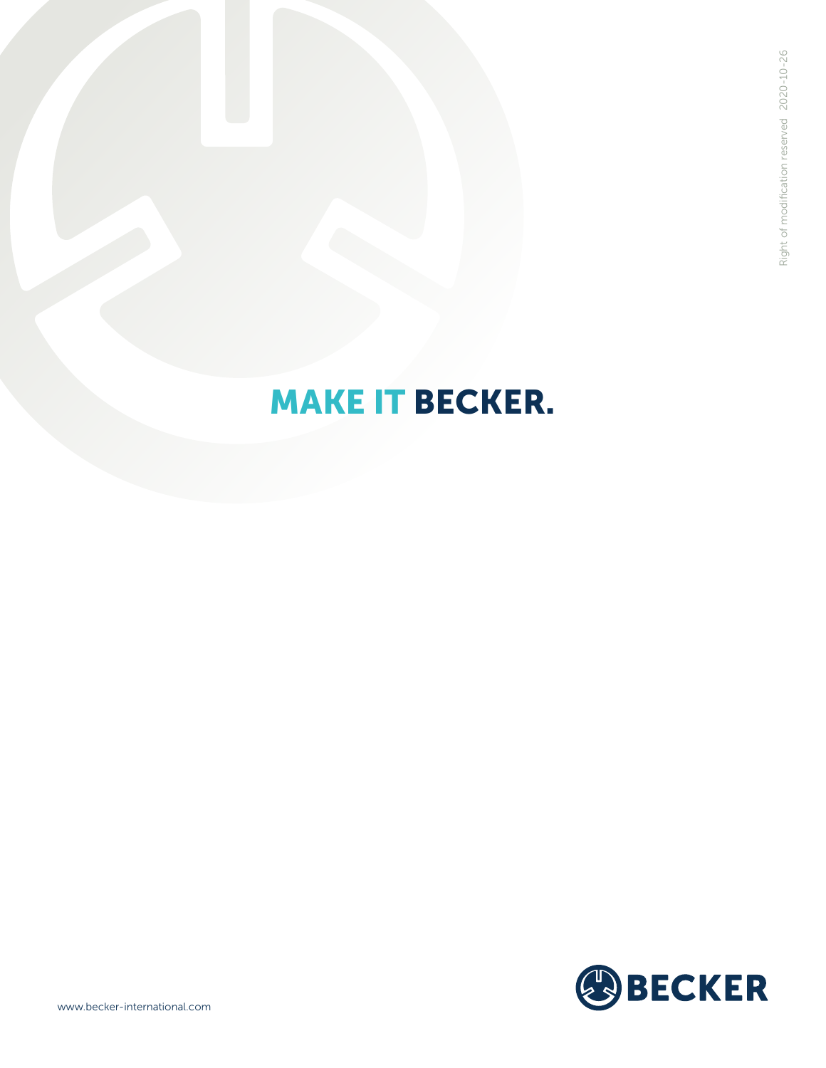# MAKE IT BECKER.

Right of modification reserved 2020-10-26

BECKER

www.becker-international.com